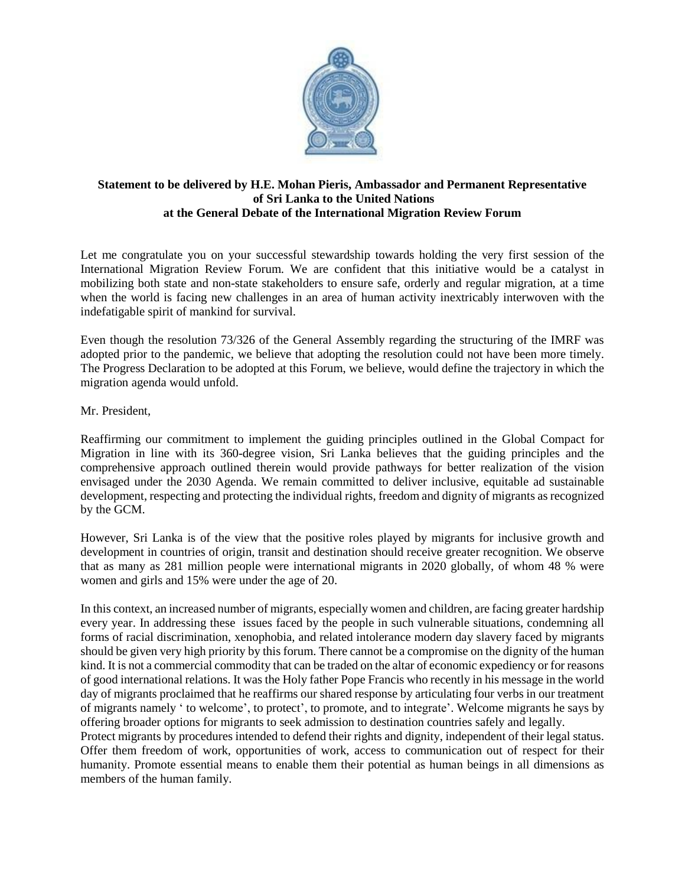**Statement to be delivered by H.E. Mohan Pieris, Ambassador and Permanent Representative of Sri Lanka to the United Nations at the General Debate of the International Migration Review Forum**

Let me congratulate you on your successful stewardship towards holding the very first session of the International Migration Review Forum. We are confident that this initiative would be a catalyst in mobilizing both state and non-state stakeholders to ensure safe, orderly and regular migration, at a time when the world is facing new challenges in an area of human activity inextricably interwoven with the indefatigable spirit of mankind for survival.

Even though the resolution 73/326 of the General Assembly regarding the structuring of the IMRF was adopted prior to the pandemic, we believe that adopting the resolution could not have been more timely. The Progress Declaration to be adopted at this Forum, we believe, would define the trajectory in which the migration agenda would unfold.

Mr. President,

Reaffirming our commitment to implement the guiding principles outlined in the Global Compact for Migration in line with its 360-degree vision, Sri Lanka believes that the guiding principles and the comprehensive approach outlined therein would provide pathways for better realization of the vision envisaged under the 2030 Agenda. We remain committed to deliver inclusive, equitable ad sustainable development, respecting and protecting the individual rights, freedom and dignity of migrants as recognized by the GCM.

However, Sri Lanka is of the view that the positive roles played by migrants for inclusive growth and development in countries of origin, transit and destination should receive greater recognition. We observe that as many as 281 million people were international migrants in 2020 globally, of whom 48 % were women and girls and 15% were under the age of 20.

In this context, an increased number of migrants, especially women and children, are facing greater hardship every year. In addressing these issues faced by the people in such vulnerable situations, condemning all forms of racial discrimination, xenophobia, and related intolerance modern day slavery faced by migrants should be given very high priority by this forum. There cannot be a compromise on the dignity of the human kind. It is not a commercial commodity that can be traded on the altar of economic expediency or for reasons of good international relations. It was the Holy father Pope Francis who recently in his message in the world day of migrants proclaimed that he reaffirms our shared response by articulating four verbs in our treatment of migrants namely ' to welcome', to protect', to promote, and to integrate'. Welcome migrants he says by offering broader options for migrants to seek admission to destination countries safely and legally.

Protect migrants by procedures intended to defend their rights and dignity, independent of their legal status. Offer them freedom of work, opportunities of work, access to communication out of respect for their humanity. Promote essential means to enable them their potential as human beings in all dimensions as members of the human family.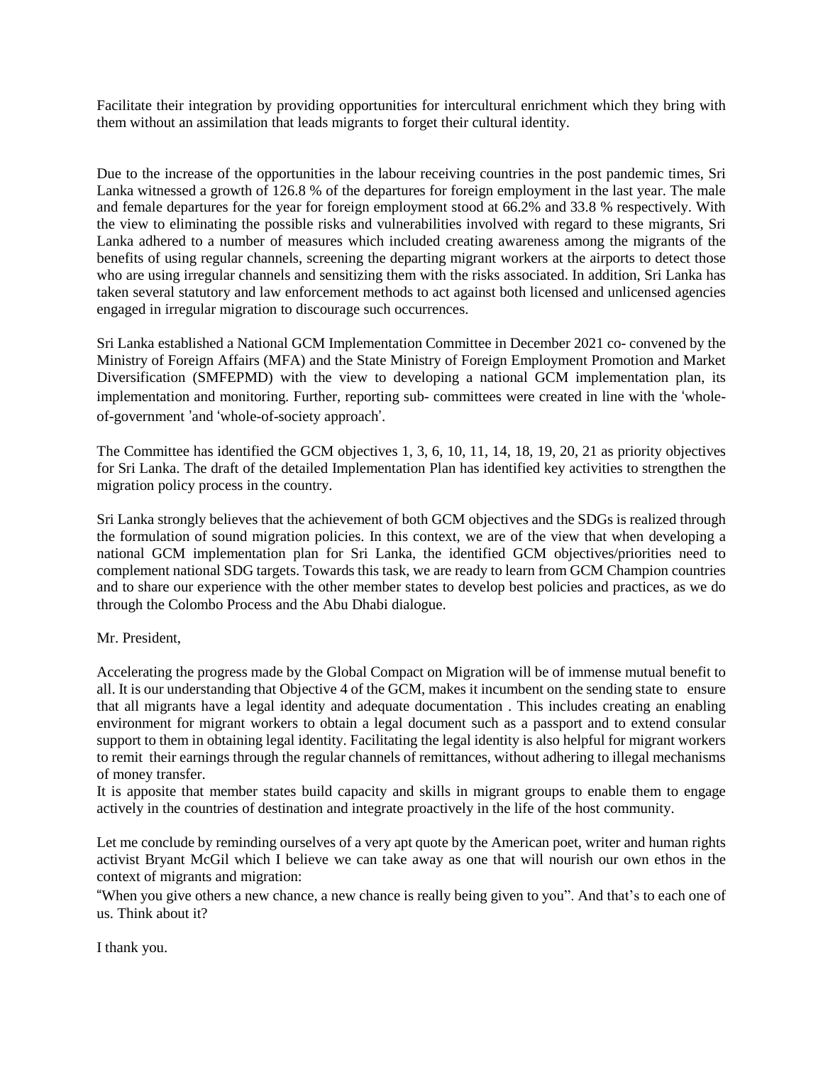Facilitate their integration by providing opportunities for intercultural enrichment which they bring with them without an assimilation that leads migrants to forget their cultural identity.

Due to the increase of the opportunities in the labour receiving countries in the post pandemic times, Sri Lanka witnessed a growth of 126.8 % of the departures for foreign employment in the last year. The male and female departures for the year for foreign employment stood at 66.2% and 33.8 % respectively. With the view to eliminating the possible risks and vulnerabilities involved with regard to these migrants, Sri Lanka adhered to a number of measures which included creating awareness among the migrants of the benefits of using regular channels, screening the departing migrant workers at the airports to detect those who are using irregular channels and sensitizing them with the risks associated. In addition, Sri Lanka has taken several statutory and law enforcement methods to act against both licensed and unlicensed agencies engaged in irregular migration to discourage such occurrences.

Sri Lanka established a National GCM Implementation Committee in December 2021 co- convened by the Ministry of Foreign Affairs (MFA) and the State Ministry of Foreign Employment Promotion and Market Diversification (SMFEPMD) with the view to developing a national GCM implementation plan, its implementation and monitoring. Further, reporting sub- committees were created in line with the 'whole-of-government 'and 'whole-of-society approach'.

The Committee has identified the GCM objectives 1, 3, 6, 10, 11, 14, 18, 19, 20, 21 as priority objectives for Sri Lanka. The draft of the detailed Implementation Plan has identified key activities to strengthen the migration policy process in the country.

Sri Lanka strongly believes that the achievement of both GCM objectives and the SDGs is realized through the formulation of sound migration policies. In this context, we are of the view that when developing a national GCM implementation plan for Sri Lanka, the identified GCM objectives/priorities need to complement national SDG targets. Towards this task, we are ready to learn from GCM Champion countries and to share our experience with the other member states to develop best policies and practices, as we do through the Colombo Process and the Abu Dhabi dialogue.

Mr. President,

Accelerating the progress made by the Global Compact on Migration will be of immense mutual benefit to all. It is our understanding that Objective 4 of the GCM, makes it incumbent on the sending state to ensure that all migrants have a legal identity and adequate documentation . This includes creating an enabling environment for migrant workers to obtain a legal document such as a passport and to extend consular support to them in obtaining legal identity. Facilitating the legal identity is also helpful for migrant workers to remit their earnings through the regular channels of remittances, without adhering to illegal mechanisms of money transfer.

It is apposite that member states build capacity and skills in migrant groups to enable them to engage actively in the countries of destination and integrate proactively in the life of the host community.

Let me conclude by reminding ourselves of a very apt quote by the American poet, writer and human rights activist Bryant McGil which I believe we can take away as one that will nourish our own ethos in the context of migrants and migration:

"When you give others a new chance, a new chance is really being given to you". And that's to each one of us. Think about it?

I thank you.